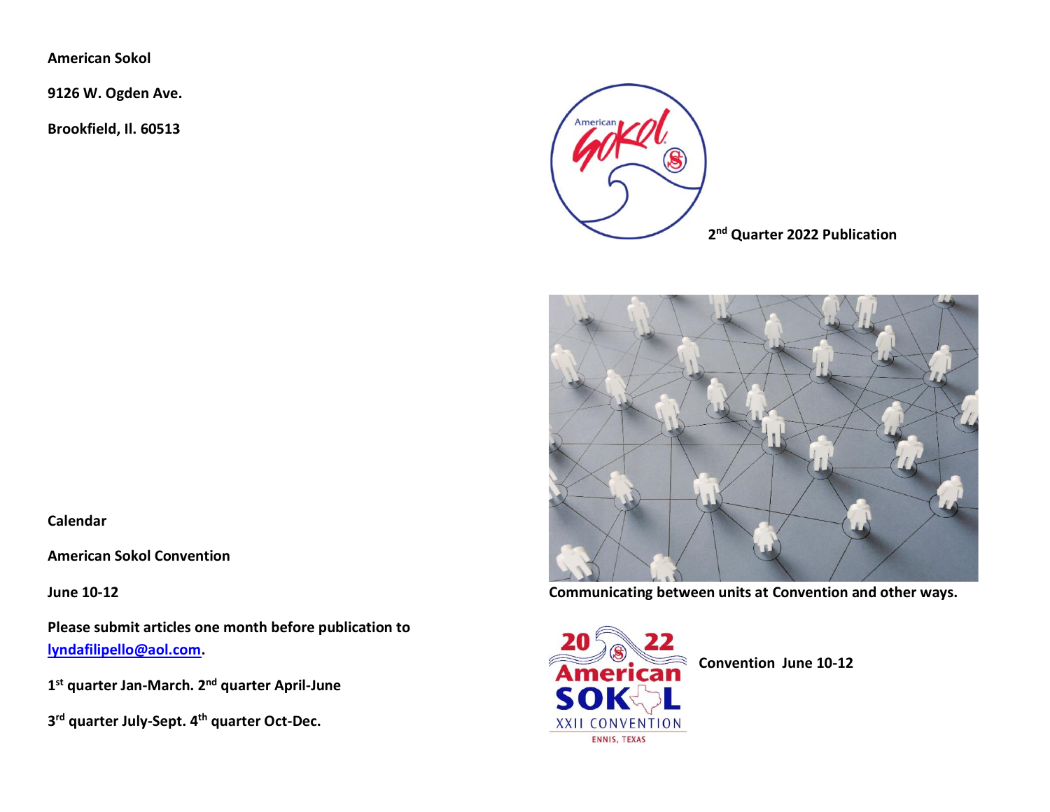**American Sokol**

**9126 W. Ogden Ave.**

**Brookfield, Il. 60513**

**2nd Quarter 2022 Publication**

**Communicating between units at Convention and other ways.**

**Convention June 10-12**

**Calendar**

**American Sokol Convention**

**June 10-12**

**Please submit articles one month before publication to [lyndafilipello@aol.com](mailto:lyndafilipello@aol.com).**

**1st quarter Jan-March. 2nd quarter April-June**

**3rd quarter July-Sept. 4th quarter Oct-Dec.**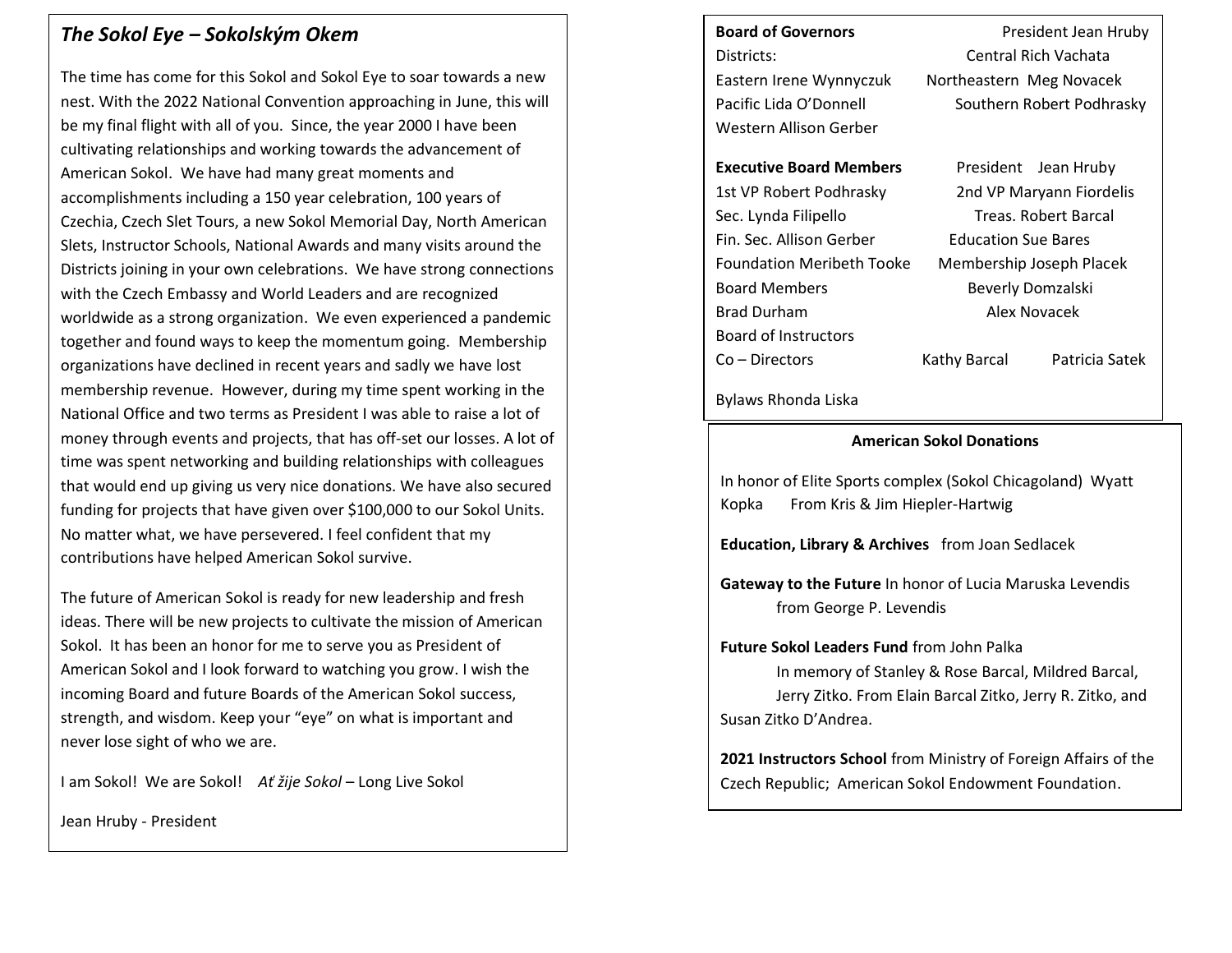## *The Sokol Eye – Sokolským Okem*

The time has come for this Sokol and Sokol Eye to soar towards a new nest. With the 2022 National Convention approaching in June, this will be my final flight with all of you. Since, the year 2000 I have been cultivating relationships and working towards the advancement of American Sokol. We have had many great moments and accomplishments including a 150 year celebration, 100 years of Czechia, Czech Slet Tours, a new Sokol Memorial Day, North American Slets, Instructor Schools, National Awards and many visits around the Districts joining in your own celebrations. We have strong connections with the Czech Embassy and World Leaders and are recognized worldwide as a strong organization. We even experienced a pandemic together and found ways to keep the momentum going. Membership organizations have declined in recent years and sadly we have lost membership revenue. However, during my time spent working in the National Office and two terms as President I was able to raise a lot of money through events and projects, that has off-set our losses. A lot of time was spent networking and building relationships with colleagues that would end up giving us very nice donations. We have also secured funding for projects that have given over $100,000 to our Sokol Units. No matter what, we have persevered. I feel confident that my contributions have helped American Sokol survive.

The future of American Sokol is ready for new leadership and fresh ideas. There will be new projects to cultivate the mission of American Sokol. It has been an honor for me to serve you as President of American Sokol and I look forward to watching you grow. I wish the incoming Board and future Boards of the American Sokol success, strength, and wisdom. Keep your "eye" on what is important and never lose sight of who we are.

I am Sokol! We are Sokol! *Ať žije Sokol* – Long Live Sokol

Jean Hruby - President

**Board of Governors** President Jean Hruby

Districts: Central Rich Vachata

Eastern Irene Wynnyczuk Northeastern Meg Novacek

Pacific Lida O'Donnell Southern Robert Podhrasky

Western Allison Gerber

**Executive Board Members** President Jean Hruby

1st VP Robert Podhrasky 2nd VP Maryann Fiordelis

Sec. Lynda Filipello Treas. Robert Barcal

Fin. Sec. Allison Gerber Education Sue Bares

Foundation Meribeth Tooke Membership Joseph Placek

Board Members Beverly Domzalski

Brad Durham Alex Novacek

Board of Instructors

Co – Directors Kathy Barcal Patricia Satek

Bylaws Rhonda Liska

**American Sokol Donations**

In honor of Elite Sports complex (Sokol Chicagoland) Wyatt Kopka From Kris & Jim Hiepler-Hartwig

**Education, Library & Archives** from Joan Sedlacek

**Gateway to the Future** In honor of Lucia Maruska Levendis from George P. Levendis

**Future Sokol Leaders Fund** from John Palka

In memory of Stanley & Rose Barcal, Mildred Barcal, Jerry Zitko. From Elain Barcal Zitko, Jerry R. Zitko, and Susan Zitko D'Andrea.

**2021 Instructors School** from Ministry of Foreign Affairs of the Czech Republic; American Sokol Endowment Foundation.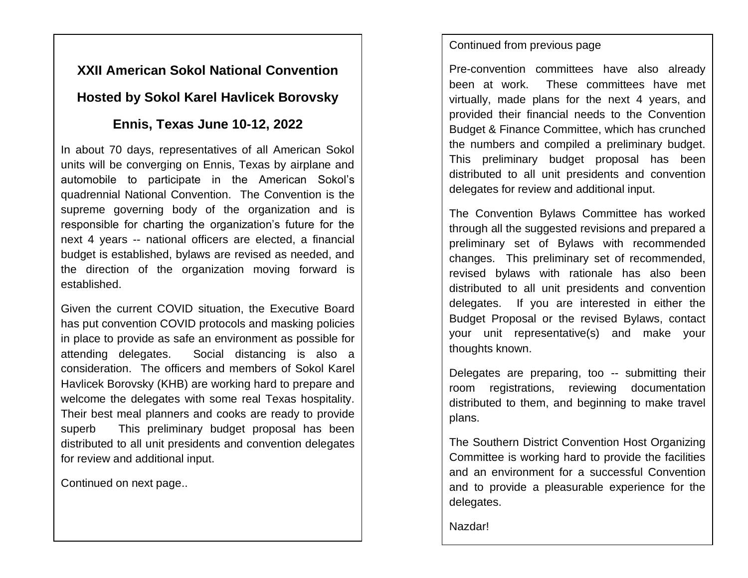## XXII American Sokol National Convention

## Hosted by Sokol Karel Havlicek Borovsky

## Ennis, Texas June 10-12, 2022

In about 70 days, representatives of all American Sokol units will be converging on Ennis, Texas by airplane and automobile to participate in the American Sokol's quadrennial National Convention. The Convention is the supreme governing body of the organization and is responsible for charting the organization's future for the next 4 years -- national officers are elected, a financial budget is established, bylaws are revised as needed, and the direction of the organization moving forward is established.

Given the current COVID situation, the Executive Board has put convention COVID protocols and masking policies in place to provide as safe an environment as possible for attending delegates. Social distancing is also a consideration. The officers and members of Sokol Karel Havlicek Borovsky (KHB) are working hard to prepare and welcome the delegates with some real Texas hospitality. Their best meal planners and cooks are ready to provide superb This preliminary budget proposal has been distributed to all unit presidents and convention delegates for review and additional input.

Continued on next page..

Continued from previous page

Pre-convention committees have also already been at work. These committees have met virtually, made plans for the next 4 years, and provided their financial needs to the Convention Budget & Finance Committee, which has crunched the numbers and compiled a preliminary budget. This preliminary budget proposal has been distributed to all unit presidents and convention delegates for review and additional input.

The Convention Bylaws Committee has worked through all the suggested revisions and prepared a preliminary set of Bylaws with recommended changes. This preliminary set of recommended, revised bylaws with rationale has also been distributed to all unit presidents and convention delegates. If you are interested in either the Budget Proposal or the revised Bylaws, contact your unit representative(s) and make your thoughts known.

Delegates are preparing, too -- submitting their room registrations, reviewing documentation distributed to them, and beginning to make travel plans.

The Southern District Convention Host Organizing Committee is working hard to provide the facilities and an environment for a successful Convention and to provide a pleasurable experience for the delegates.

Nazdar!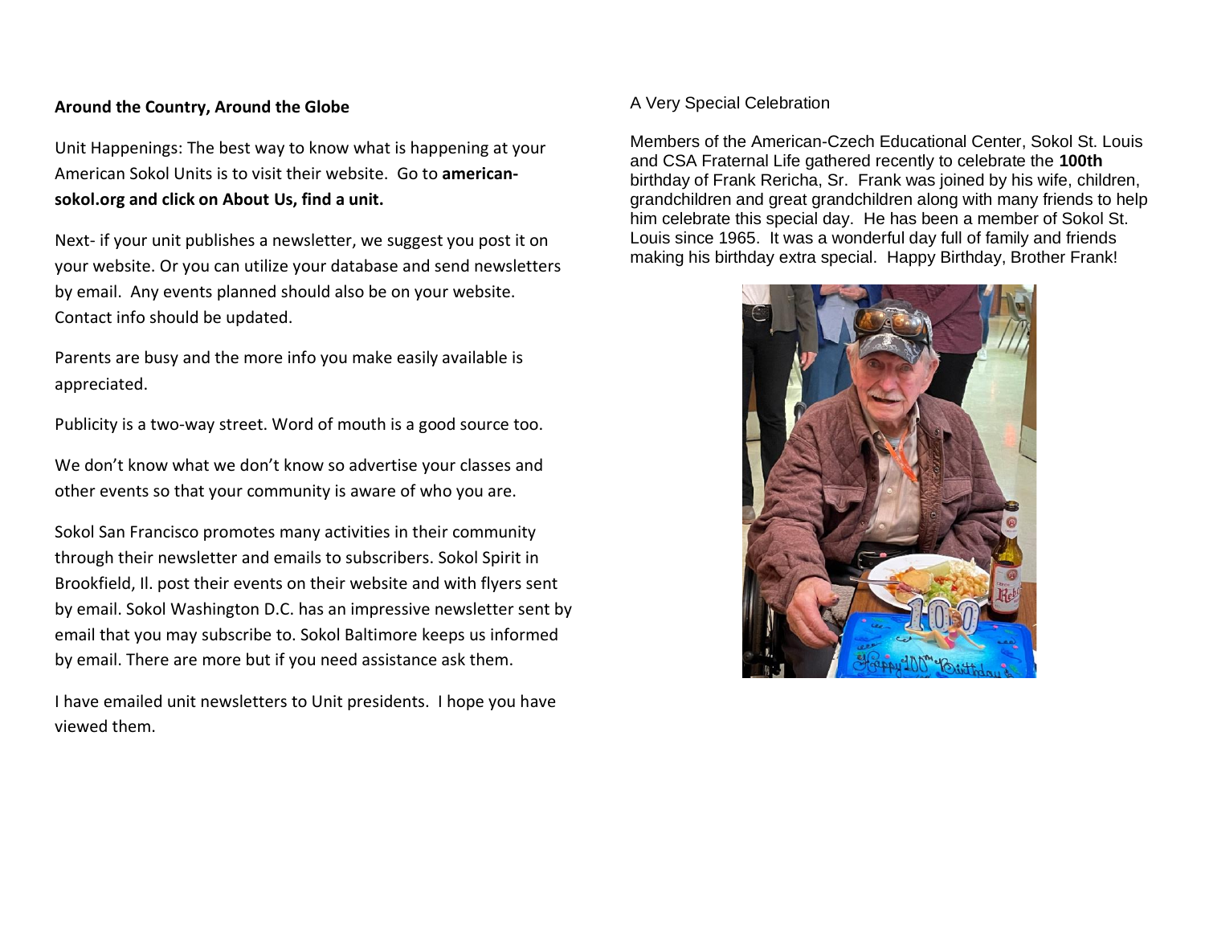## Around the Country, Around the Globe

Unit Happenings: The best way to know what is happening at your American Sokol Units is to visit their website. Go to **american-sokol.org and click on About Us, find a unit.**

Next- if your unit publishes a newsletter, we suggest you post it on your website. Or you can utilize your database and send newsletters by email. Any events planned should also be on your website. Contact info should be updated.

Parents are busy and the more info you make easily available is appreciated.

Publicity is a two-way street. Word of mouth is a good source too.

We don't know what we don't know so advertise your classes and other events so that your community is aware of who you are.

Sokol San Francisco promotes many activities in their community through their newsletter and emails to subscribers. Sokol Spirit in Brookfield, Il. post their events on their website and with flyers sent by email. Sokol Washington D.C. has an impressive newsletter sent by email that you may subscribe to. Sokol Baltimore keeps us informed by email. There are more but if you need assistance ask them.

I have emailed unit newsletters to Unit presidents. I hope you have viewed them.

## A Very Special Celebration

Members of the American-Czech Educational Center, Sokol St. Louis and CSA Fraternal Life gathered recently to celebrate the **100th** birthday of Frank Rericha, Sr. Frank was joined by his wife, children, grandchildren and great grandchildren along with many friends to help him celebrate this special day. He has been a member of Sokol St. Louis since 1965. It was a wonderful day full of family and friends making his birthday extra special. Happy Birthday, Brother Frank!